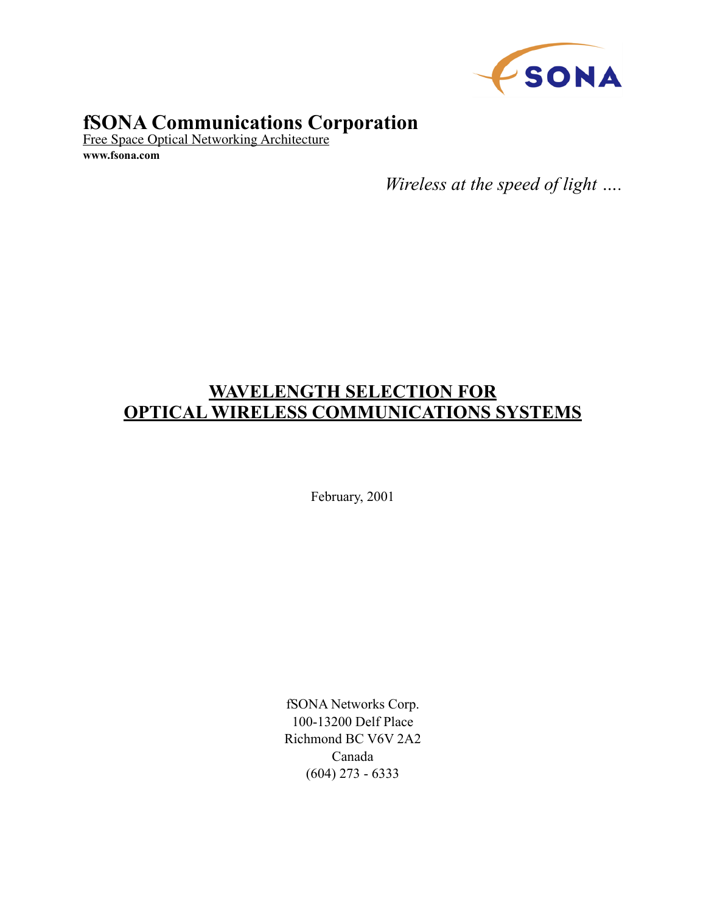# fSONA Communications Corporation

Free Space Optical Networking Architecture

**www.fsona.com**

*Wireless at the speed of light ….*

## WAVELENGTH SELECTION FOR OPTICAL WIRELESS COMMUNICATIONS SYSTEMS

February, 2001

fSONA Networks Corp.
100-13200 Delf Place
Richmond BC V6V 2A2
Canada
(604) 273 - 6333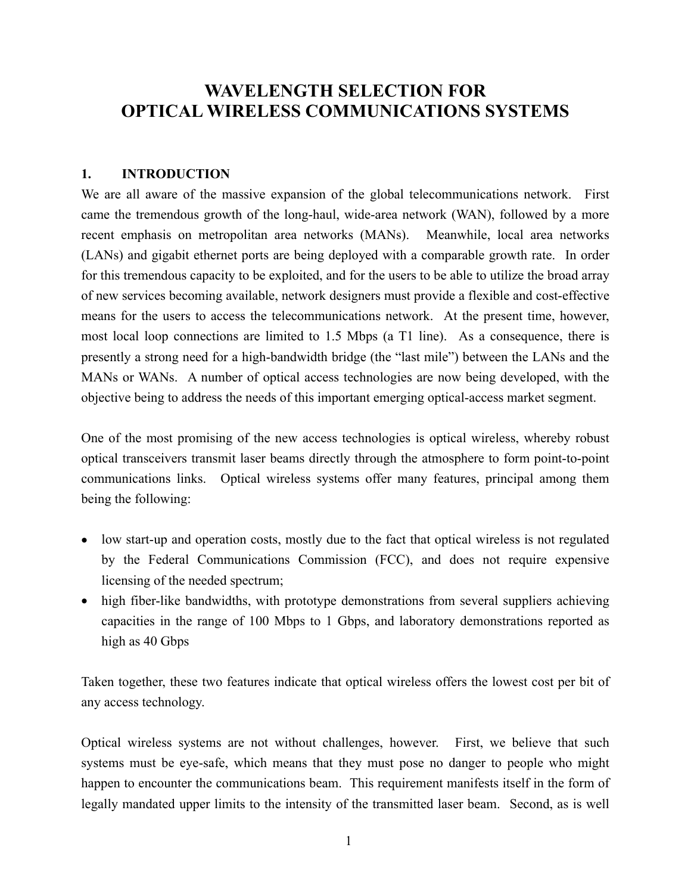# WAVELENGTH SELECTION FOR OPTICAL WIRELESS COMMUNICATIONS SYSTEMS

## 1. INTRODUCTION

We are all aware of the massive expansion of the global telecommunications network. First came the tremendous growth of the long-haul, wide-area network (WAN), followed by a more recent emphasis on metropolitan area networks (MANs). Meanwhile, local area networks (LANs) and gigabit ethernet ports are being deployed with a comparable growth rate. In order for this tremendous capacity to be exploited, and for the users to be able to utilize the broad array of new services becoming available, network designers must provide a flexible and cost-effective means for the users to access the telecommunications network. At the present time, however, most local loop connections are limited to 1.5 Mbps (a T1 line). As a consequence, there is presently a strong need for a high-bandwidth bridge (the "last mile") between the LANs and the MANs or WANs. A number of optical access technologies are now being developed, with the objective being to address the needs of this important emerging optical-access market segment.

One of the most promising of the new access technologies is optical wireless, whereby robust optical transceivers transmit laser beams directly through the atmosphere to form point-to-point communications links. Optical wireless systems offer many features, principal among them being the following:

- low start-up and operation costs, mostly due to the fact that optical wireless is not regulated by the Federal Communications Commission (FCC), and does not require expensive licensing of the needed spectrum;
- high fiber-like bandwidths, with prototype demonstrations from several suppliers achieving capacities in the range of 100 Mbps to 1 Gbps, and laboratory demonstrations reported as high as 40 Gbps

Taken together, these two features indicate that optical wireless offers the lowest cost per bit of any access technology.

Optical wireless systems are not without challenges, however. First, we believe that such systems must be eye-safe, which means that they must pose no danger to people who might happen to encounter the communications beam. This requirement manifests itself in the form of legally mandated upper limits to the intensity of the transmitted laser beam. Second, as is well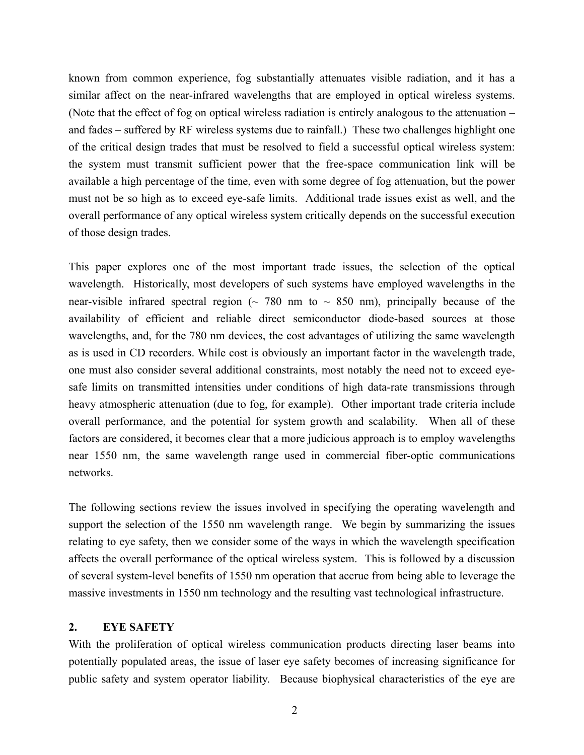known from common experience, fog substantially attenuates visible radiation, and it has a similar affect on the near-infrared wavelengths that are employed in optical wireless systems. (Note that the effect of fog on optical wireless radiation is entirely analogous to the attenuation – and fades – suffered by RF wireless systems due to rainfall.) These two challenges highlight one of the critical design trades that must be resolved to field a successful optical wireless system: the system must transmit sufficient power that the free-space communication link will be available a high percentage of the time, even with some degree of fog attenuation, but the power must not be so high as to exceed eye-safe limits. Additional trade issues exist as well, and the overall performance of any optical wireless system critically depends on the successful execution of those design trades.

This paper explores one of the most important trade issues, the selection of the optical wavelength. Historically, most developers of such systems have employed wavelengths in the near-visible infrared spectral region (~ 780 nm to ~ 850 nm), principally because of the availability of efficient and reliable direct semiconductor diode-based sources at those wavelengths, and, for the 780 nm devices, the cost advantages of utilizing the same wavelength as is used in CD recorders. While cost is obviously an important factor in the wavelength trade, one must also consider several additional constraints, most notably the need not to exceed eye-safe limits on transmitted intensities under conditions of high data-rate transmissions through heavy atmospheric attenuation (due to fog, for example). Other important trade criteria include overall performance, and the potential for system growth and scalability. When all of these factors are considered, it becomes clear that a more judicious approach is to employ wavelengths near 1550 nm, the same wavelength range used in commercial fiber-optic communications networks.

The following sections review the issues involved in specifying the operating wavelength and support the selection of the 1550 nm wavelength range. We begin by summarizing the issues relating to eye safety, then we consider some of the ways in which the wavelength specification affects the overall performance of the optical wireless system. This is followed by a discussion of several system-level benefits of 1550 nm operation that accrue from being able to leverage the massive investments in 1550 nm technology and the resulting vast technological infrastructure.

## 2. EYE SAFETY

With the proliferation of optical wireless communication products directing laser beams into potentially populated areas, the issue of laser eye safety becomes of increasing significance for public safety and system operator liability. Because biophysical characteristics of the eye are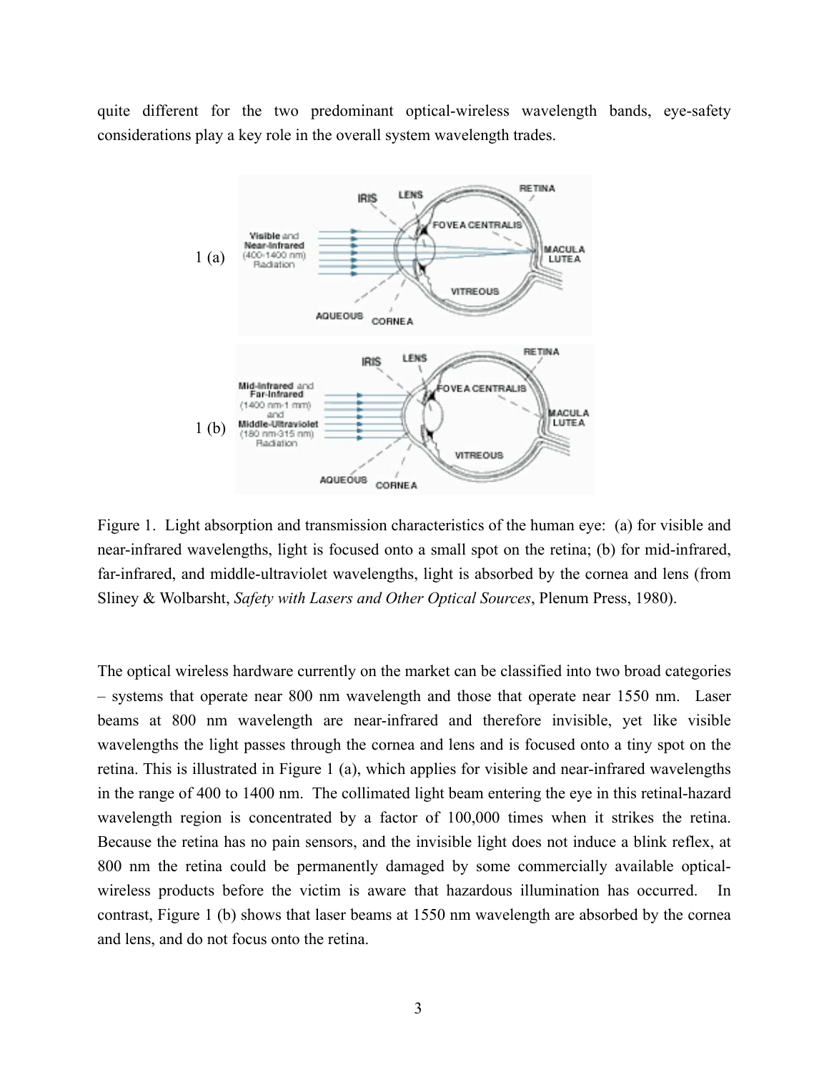quite different for the two predominant optical-wireless wavelength bands, eye-safety considerations play a key role in the overall system wavelength trades.

Figure 1. Light absorption and transmission characteristics of the human eye: (a) for visible and near-infrared wavelengths, light is focused onto a small spot on the retina; (b) for mid-infrared, far-infrared, and middle-ultraviolet wavelengths, light is absorbed by the cornea and lens (from Sliney & Wolbarsht, *Safety with Lasers and Other Optical Sources*, Plenum Press, 1980).

The optical wireless hardware currently on the market can be classified into two broad categories – systems that operate near 800 nm wavelength and those that operate near 1550 nm. Laser beams at 800 nm wavelength are near-infrared and therefore invisible, yet like visible wavelengths the light passes through the cornea and lens and is focused onto a tiny spot on the retina. This is illustrated in Figure 1 (a), which applies for visible and near-infrared wavelengths in the range of 400 to 1400 nm. The collimated light beam entering the eye in this retinal-hazard wavelength region is concentrated by a factor of 100,000 times when it strikes the retina. Because the retina has no pain sensors, and the invisible light does not induce a blink reflex, at 800 nm the retina could be permanently damaged by some commercially available optical-wireless products before the victim is aware that hazardous illumination has occurred. In contrast, Figure 1 (b) shows that laser beams at 1550 nm wavelength are absorbed by the cornea and lens, and do not focus onto the retina.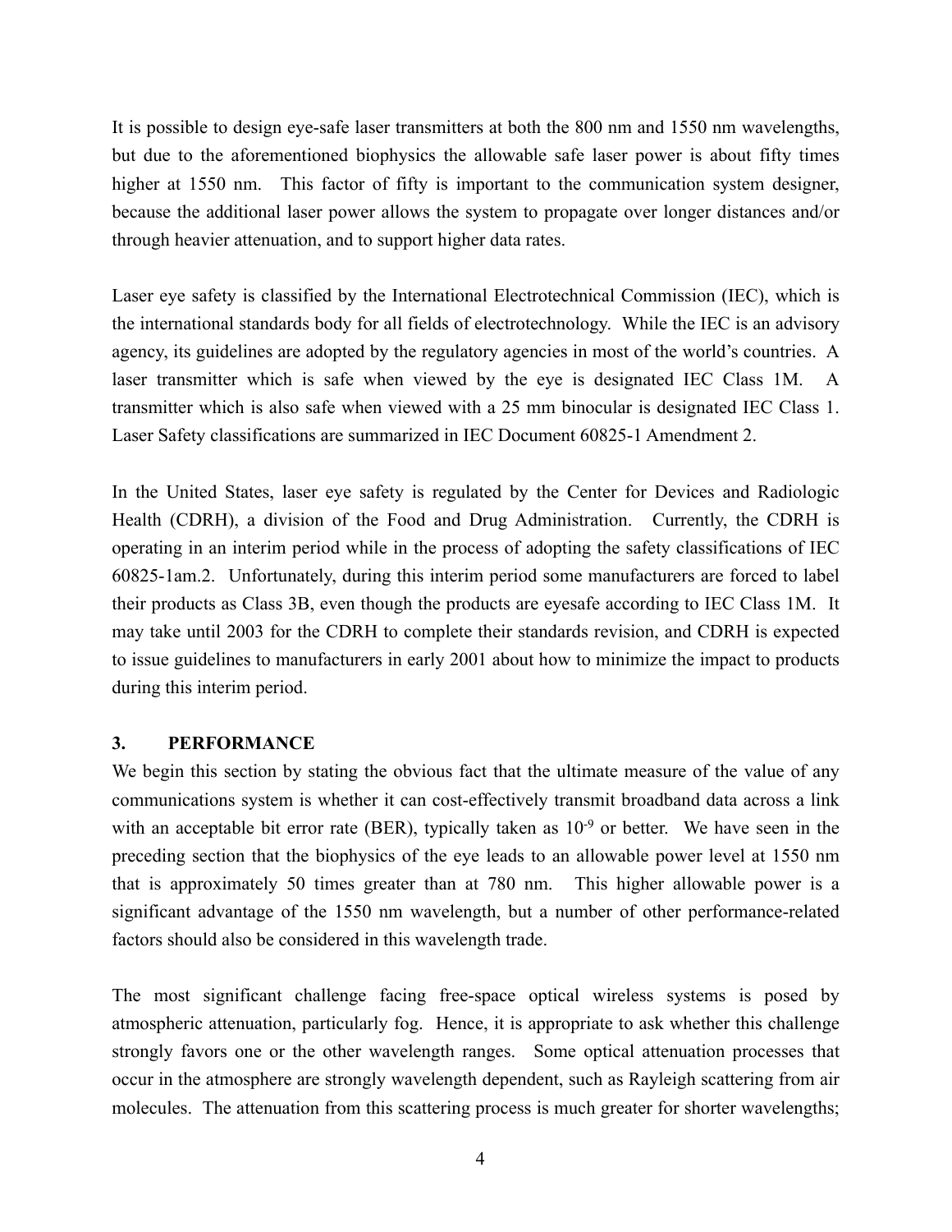It is possible to design eye-safe laser transmitters at both the 800 nm and 1550 nm wavelengths, but due to the aforementioned biophysics the allowable safe laser power is about fifty times higher at 1550 nm. This factor of fifty is important to the communication system designer, because the additional laser power allows the system to propagate over longer distances and/or through heavier attenuation, and to support higher data rates.

Laser eye safety is classified by the International Electrotechnical Commission (IEC), which is the international standards body for all fields of electrotechnology. While the IEC is an advisory agency, its guidelines are adopted by the regulatory agencies in most of the world's countries. A laser transmitter which is safe when viewed by the eye is designated IEC Class 1M. A transmitter which is also safe when viewed with a 25 mm binocular is designated IEC Class 1. Laser Safety classifications are summarized in IEC Document 60825-1 Amendment 2.

In the United States, laser eye safety is regulated by the Center for Devices and Radiologic Health (CDRH), a division of the Food and Drug Administration. Currently, the CDRH is operating in an interim period while in the process of adopting the safety classifications of IEC 60825-1am.2. Unfortunately, during this interim period some manufacturers are forced to label their products as Class 3B, even though the products are eyesafe according to IEC Class 1M. It may take until 2003 for the CDRH to complete their standards revision, and CDRH is expected to issue guidelines to manufacturers in early 2001 about how to minimize the impact to products during this interim period.

## 3. PERFORMANCE

We begin this section by stating the obvious fact that the ultimate measure of the value of any communications system is whether it can cost-effectively transmit broadband data across a link with an acceptable bit error rate (BER), typically taken as $10^{-9}$ or better. We have seen in the preceding section that the biophysics of the eye leads to an allowable power level at 1550 nm that is approximately 50 times greater than at 780 nm. This higher allowable power is a significant advantage of the 1550 nm wavelength, but a number of other performance-related factors should also be considered in this wavelength trade.

The most significant challenge facing free-space optical wireless systems is posed by atmospheric attenuation, particularly fog. Hence, it is appropriate to ask whether this challenge strongly favors one or the other wavelength ranges. Some optical attenuation processes that occur in the atmosphere are strongly wavelength dependent, such as Rayleigh scattering from air molecules. The attenuation from this scattering process is much greater for shorter wavelengths;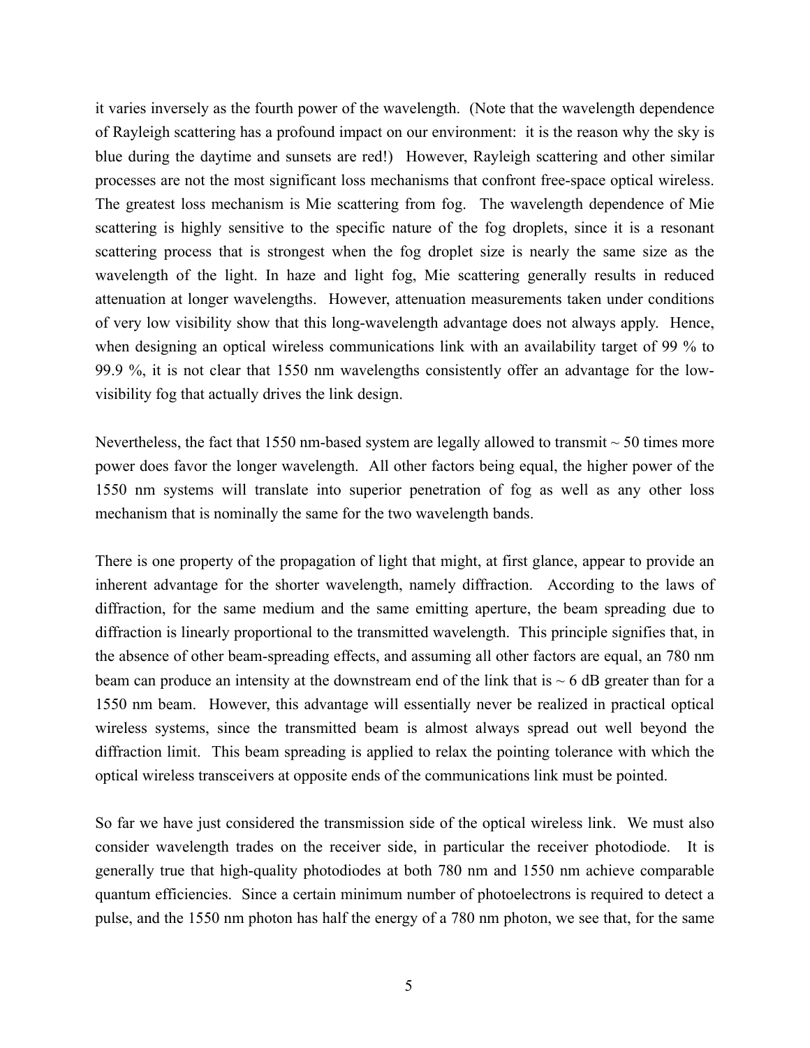it varies inversely as the fourth power of the wavelength. (Note that the wavelength dependence of Rayleigh scattering has a profound impact on our environment: it is the reason why the sky is blue during the daytime and sunsets are red!) However, Rayleigh scattering and other similar processes are not the most significant loss mechanisms that confront free-space optical wireless. The greatest loss mechanism is Mie scattering from fog. The wavelength dependence of Mie scattering is highly sensitive to the specific nature of the fog droplets, since it is a resonant scattering process that is strongest when the fog droplet size is nearly the same size as the wavelength of the light. In haze and light fog, Mie scattering generally results in reduced attenuation at longer wavelengths. However, attenuation measurements taken under conditions of very low visibility show that this long-wavelength advantage does not always apply. Hence, when designing an optical wireless communications link with an availability target of 99 % to 99.9 %, it is not clear that 1550 nm wavelengths consistently offer an advantage for the low-visibility fog that actually drives the link design.

Nevertheless, the fact that 1550 nm-based system are legally allowed to transmit ~ 50 times more power does favor the longer wavelength. All other factors being equal, the higher power of the 1550 nm systems will translate into superior penetration of fog as well as any other loss mechanism that is nominally the same for the two wavelength bands.

There is one property of the propagation of light that might, at first glance, appear to provide an inherent advantage for the shorter wavelength, namely diffraction. According to the laws of diffraction, for the same medium and the same emitting aperture, the beam spreading due to diffraction is linearly proportional to the transmitted wavelength. This principle signifies that, in the absence of other beam-spreading effects, and assuming all other factors are equal, an 780 nm beam can produce an intensity at the downstream end of the link that is ~ 6 dB greater than for a 1550 nm beam. However, this advantage will essentially never be realized in practical optical wireless systems, since the transmitted beam is almost always spread out well beyond the diffraction limit. This beam spreading is applied to relax the pointing tolerance with which the optical wireless transceivers at opposite ends of the communications link must be pointed.

So far we have just considered the transmission side of the optical wireless link. We must also consider wavelength trades on the receiver side, in particular the receiver photodiode. It is generally true that high-quality photodiodes at both 780 nm and 1550 nm achieve comparable quantum efficiencies. Since a certain minimum number of photoelectrons is required to detect a pulse, and the 1550 nm photon has half the energy of a 780 nm photon, we see that, for the same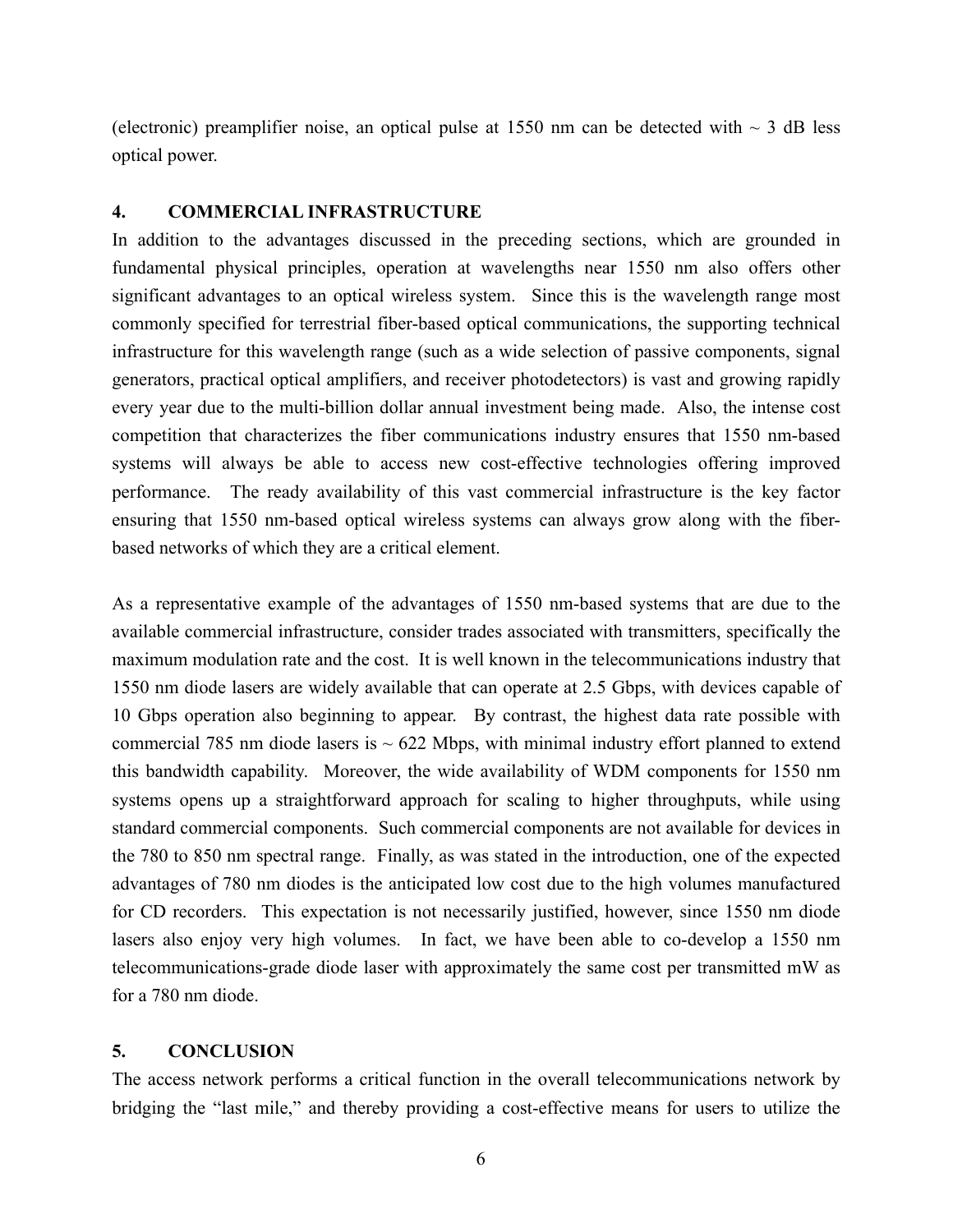(electronic) preamplifier noise, an optical pulse at 1550 nm can be detected with ~ 3 dB less optical power.

## 4. COMMERCIAL INFRASTRUCTURE

In addition to the advantages discussed in the preceding sections, which are grounded in fundamental physical principles, operation at wavelengths near 1550 nm also offers other significant advantages to an optical wireless system. Since this is the wavelength range most commonly specified for terrestrial fiber-based optical communications, the supporting technical infrastructure for this wavelength range (such as a wide selection of passive components, signal generators, practical optical amplifiers, and receiver photodetectors) is vast and growing rapidly every year due to the multi-billion dollar annual investment being made. Also, the intense cost competition that characterizes the fiber communications industry ensures that 1550 nm-based systems will always be able to access new cost-effective technologies offering improved performance. The ready availability of this vast commercial infrastructure is the key factor ensuring that 1550 nm-based optical wireless systems can always grow along with the fiber-based networks of which they are a critical element.

As a representative example of the advantages of 1550 nm-based systems that are due to the available commercial infrastructure, consider trades associated with transmitters, specifically the maximum modulation rate and the cost. It is well known in the telecommunications industry that 1550 nm diode lasers are widely available that can operate at 2.5 Gbps, with devices capable of 10 Gbps operation also beginning to appear. By contrast, the highest data rate possible with commercial 785 nm diode lasers is ~ 622 Mbps, with minimal industry effort planned to extend this bandwidth capability. Moreover, the wide availability of WDM components for 1550 nm systems opens up a straightforward approach for scaling to higher throughputs, while using standard commercial components. Such commercial components are not available for devices in the 780 to 850 nm spectral range. Finally, as was stated in the introduction, one of the expected advantages of 780 nm diodes is the anticipated low cost due to the high volumes manufactured for CD recorders. This expectation is not necessarily justified, however, since 1550 nm diode lasers also enjoy very high volumes. In fact, we have been able to co-develop a 1550 nm telecommunications-grade diode laser with approximately the same cost per transmitted mW as for a 780 nm diode.

## 5. CONCLUSION

The access network performs a critical function in the overall telecommunications network by bridging the "last mile," and thereby providing a cost-effective means for users to utilize the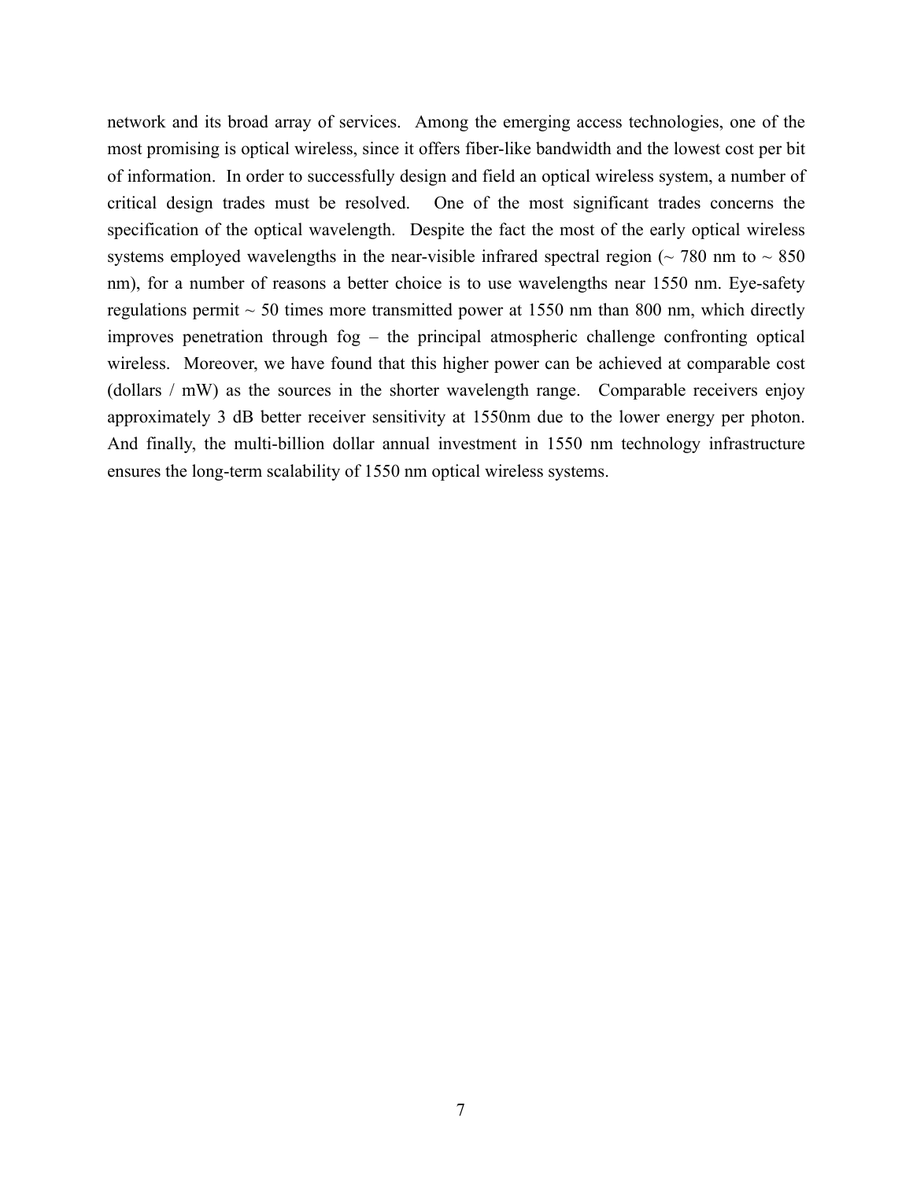network and its broad array of services. Among the emerging access technologies, one of the most promising is optical wireless, since it offers fiber-like bandwidth and the lowest cost per bit of information. In order to successfully design and field an optical wireless system, a number of critical design trades must be resolved. One of the most significant trades concerns the specification of the optical wavelength. Despite the fact the most of the early optical wireless systems employed wavelengths in the near-visible infrared spectral region (~ 780 nm to ~ 850 nm), for a number of reasons a better choice is to use wavelengths near 1550 nm. Eye-safety regulations permit ~ 50 times more transmitted power at 1550 nm than 800 nm, which directly improves penetration through fog – the principal atmospheric challenge confronting optical wireless. Moreover, we have found that this higher power can be achieved at comparable cost (dollars / mW) as the sources in the shorter wavelength range. Comparable receivers enjoy approximately 3 dB better receiver sensitivity at 1550nm due to the lower energy per photon. And finally, the multi-billion dollar annual investment in 1550 nm technology infrastructure ensures the long-term scalability of 1550 nm optical wireless systems.